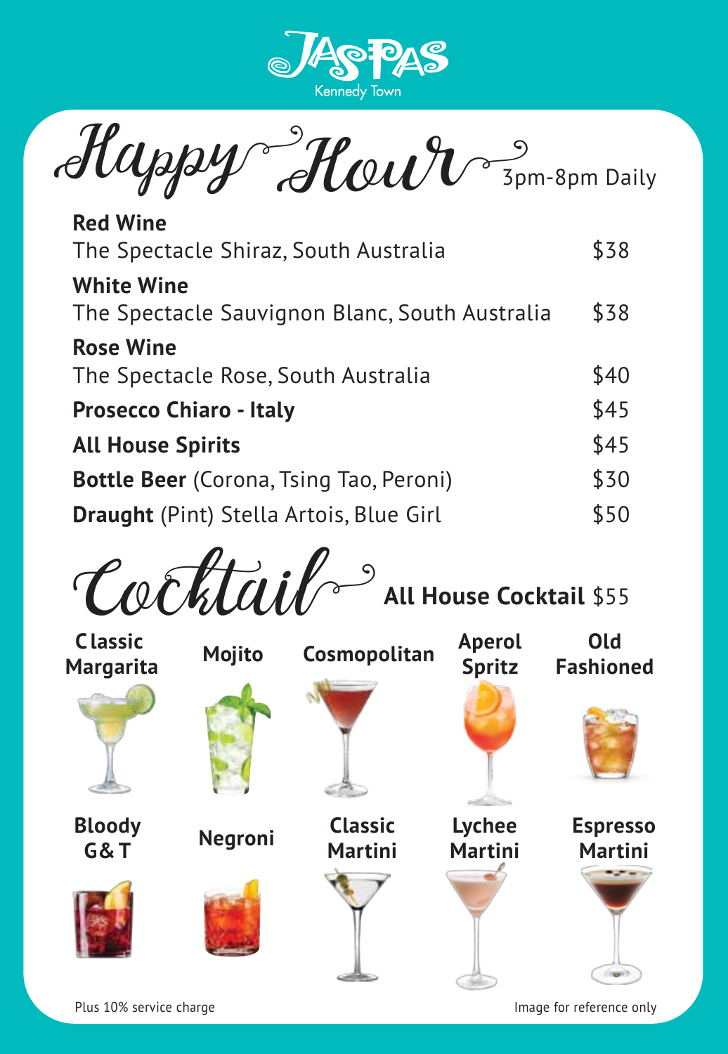# JASPAS
Kennedy Town

## Happy Hour
3pm-8pm Daily

| Item | Price |
|---|---|
| **Red Wine**<br>The Spectacle Shiraz, South Australia | $38 |
| **White Wine**<br>The Spectacle Sauvignon Blanc, South Australia | $38 |
| **Rose Wine**<br>The Spectacle Rose, South Australia | $40 |
| **Prosecco Chiaro - Italy** | $45 |
| **All House Spirits** | $45 |
| **Bottle Beer** (Corona, Tsing Tao, Peroni) | $30 |
| **Draught** (Pint) Stella Artois, Blue Girl | $50 |

## Cocktail
**All House Cocktail** $55

- Classic Margarita
- Mojito
- Cosmopolitan
- Aperol Spritz
- Old Fashioned
- Bloody G& T
- Negroni
- Classic Martini
- Lychee Martini
- Espresso Martini

Plus 10% service charge

Image for reference only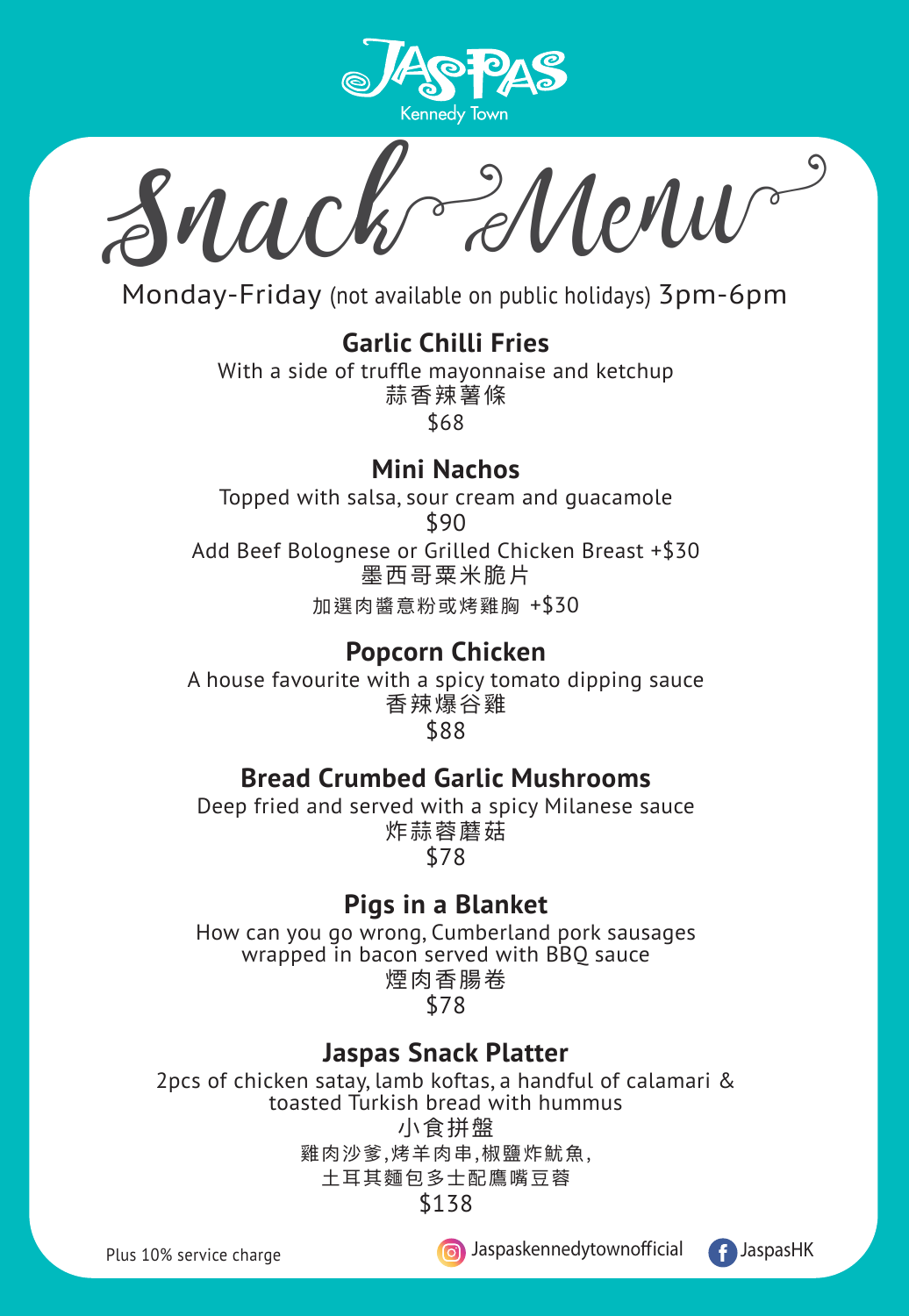JASPAS
Kennedy Town

# Snack Menu

Monday-Friday (not available on public holidays) 3pm-6pm

## Garlic Chilli Fries

With a side of truffle mayonnaise and ketchup

蒜香辣薯條

$68

## Mini Nachos

Topped with salsa, sour cream and guacamole

$90

Add Beef Bolognese or Grilled Chicken Breast +$30

墨西哥粟米脆片

加選肉醬意粉或烤雞胸 +$30

## Popcorn Chicken

A house favourite with a spicy tomato dipping sauce

香辣爆谷雞

$88

## Bread Crumbed Garlic Mushrooms

Deep fried and served with a spicy Milanese sauce

炸蒜蓉蘑菇

$78

## Pigs in a Blanket

How can you go wrong, Cumberland pork sausages wrapped in bacon served with BBQ sauce

煙肉香腸卷

$78

## Jaspas Snack Platter

2pcs of chicken satay, lamb koftas, a handful of calamari & toasted Turkish bread with hummus

小食拼盤

雞肉沙爹,烤羊肉串,椒鹽炸魷魚,
土耳其麵包多士配鷹嘴豆蓉

$138

Plus 10% service charge

Jaspaskennedytownofficial

JaspasHK